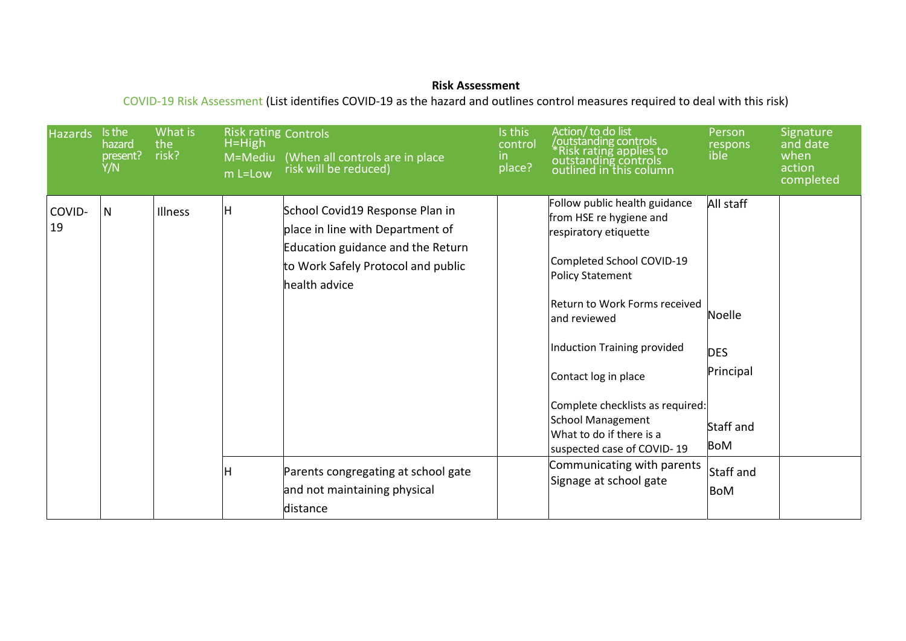**Risk Assessment**

COVID-19 Risk Assessment (List identifies COVID-19 as the hazard and outlines control measures required to deal with this risk)

| Hazards | Is the hazard present? Y/N | What is the risk? | Risk rating H=High M=Medium L=Low | Controls (When all controls are in place risk will be reduced) | Is this control in place? | Action/ to do list /outstanding controls *Risk rating applies to outstanding controls outlined in this column | Person responsible | Signature and date when action completed |
|---|---|---|---|---|---|---|---|---|
| COVID-19 | N | Illness | H | School Covid19 Response Plan in place in line with Department of Education guidance and the Return to Work Safely Protocol and public health advice | | Follow public health guidance from HSE re hygiene and respiratory etiquette<br><br>Completed School COVID-19 Policy Statement<br><br>Return to Work Forms received and reviewed<br><br>Induction Training provided<br><br>Contact log in place<br><br>Complete checklists as required: School Management What to do if there is a suspected case of COVID- 19 | All staff<br><br>Noelle<br><br>DES<br><br>Principal<br><br>Staff and BoM | |
| | | | H | Parents congregating at school gate and not maintaining physical distance | | Communicating with parents Signage at school gate | Staff and BoM | |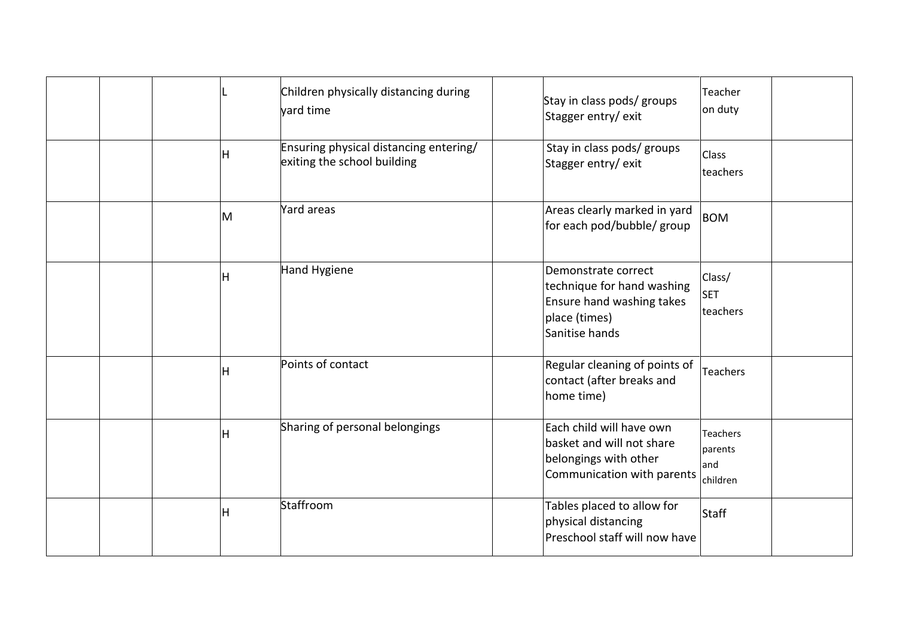| | | | | | | | | |
|---|---|---|---|---|---|---|---|---|
| | | | L | Children physically distancing during yard time | | Stay in class pods/ groups<br>Stagger entry/ exit | Teacher on duty | |
| | | | H | Ensuring physical distancing entering/ exiting the school building | | Stay in class pods/ groups<br>Stagger entry/ exit | Class teachers | |
| | | | M | Yard areas | | Areas clearly marked in yard for each pod/bubble/ group | BOM | |
| | | | H | Hand Hygiene | | Demonstrate correct technique for hand washing<br>Ensure hand washing takes place (times)<br>Sanitise hands | Class/ SET teachers | |
| | | | H | Points of contact | | Regular cleaning of points of contact (after breaks and home time) | Teachers | |
| | | | H | Sharing of personal belongings | | Each child will have own basket and will not share belongings with other<br>Communication with parents | Teachers parents and children | |
| | | | H | Staffroom | | Tables placed to allow for physical distancing<br>Preschool staff will now have | Staff | |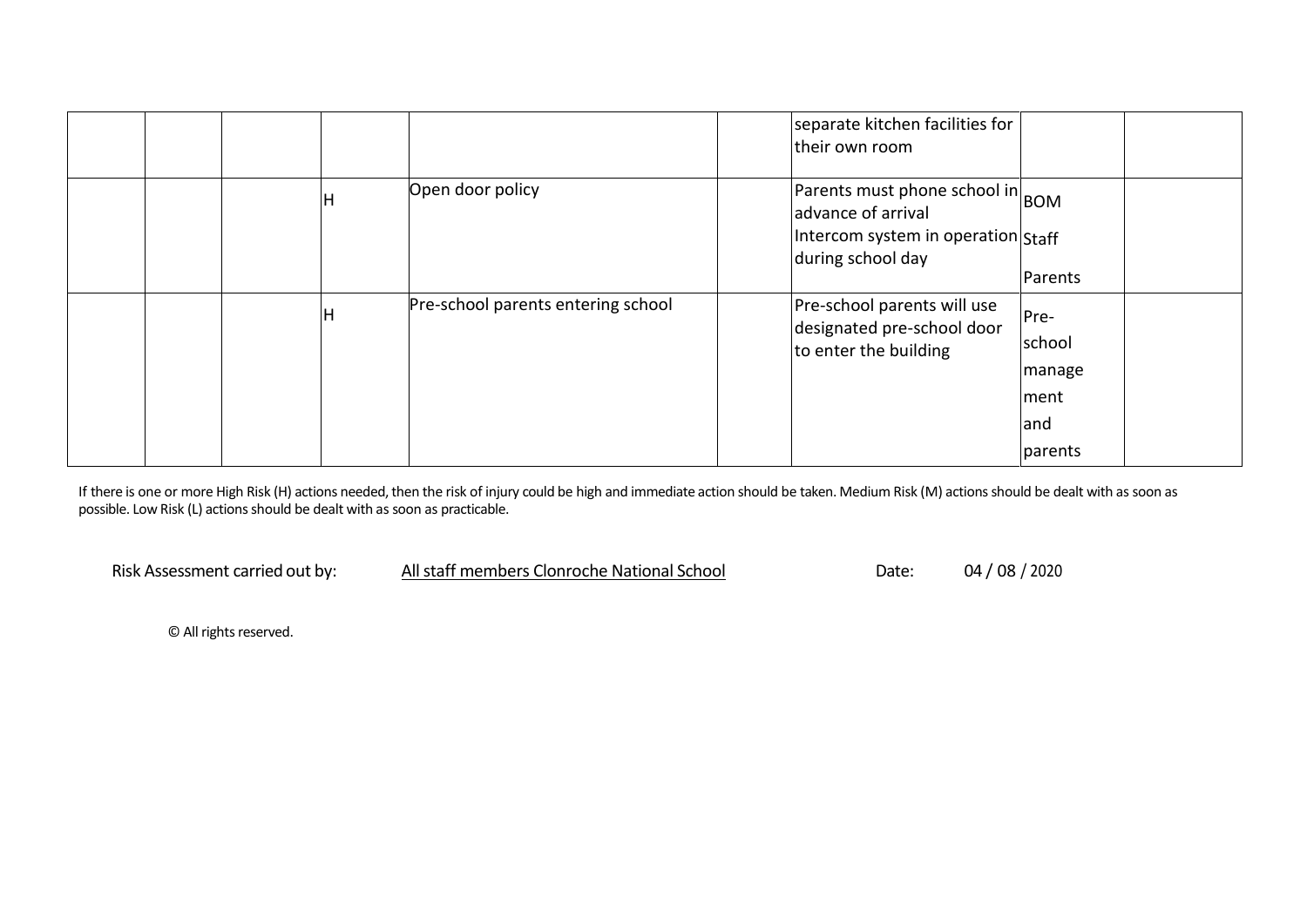| | | | | | | | | |
|---|---|---|---|---|---|---|---|---|
| | | | | | | separate kitchen facilities for their own room | | |
| | | | H | Open door policy | | Parents must phone school in advance of arrival<br>Intercom system in operation during school day | BOM<br>Staff<br>Parents | |
| | | | H | Pre-school parents entering school | | Pre-school parents will use designated pre-school door to enter the building | Pre-school management and parents | |

If there is one or more High Risk (H) actions needed, then the risk of injury could be high and immediate action should be taken. Medium Risk (M) actions should be dealt with as soon as possible. Low Risk (L) actions should be dealt with as soon as practicable.

Risk Assessment carried out by: All staff members Clonroche National School Date: 04 / 08 / 2020

© All rights reserved.